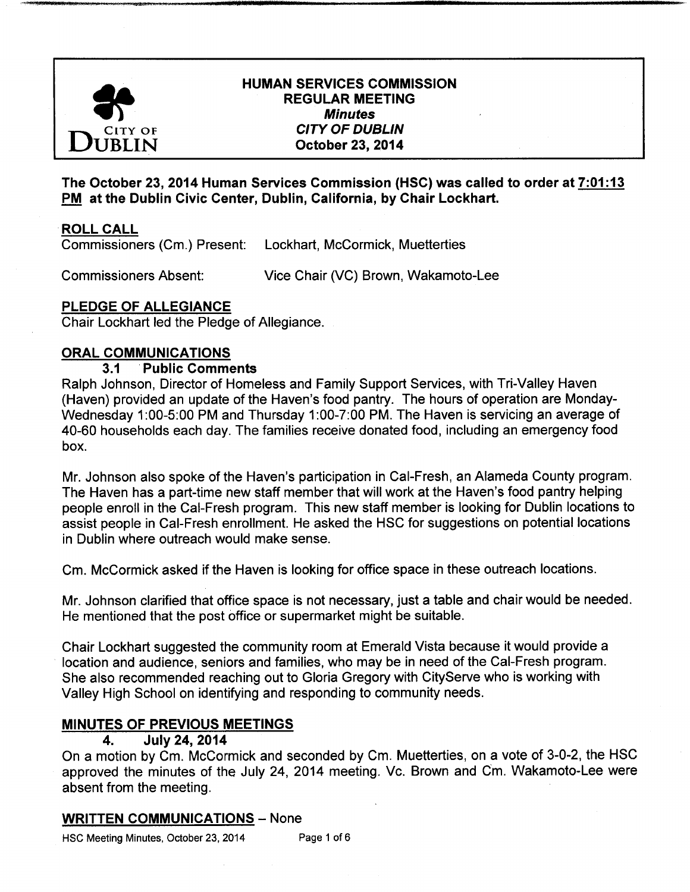# HUMAN SERVICES COMMISSION
## REGULAR MEETING
### *Minutes*
### *CITY OF DUBLIN*
### October 23, 2014

**The October 23, 2014 Human Services Commission (HSC) was called to order at 7:01:13 PM at the Dublin Civic Center, Dublin, California, by Chair Lockhart.**

## ROLL CALL

Commissioners (Cm.) Present: Lockhart, McCormick, Muetterties

Commissioners Absent: Vice Chair (VC) Brown, Wakamoto-Lee

## PLEDGE OF ALLEGIANCE

Chair Lockhart led the Pledge of Allegiance.

## ORAL COMMUNICATIONS

### 3.1 Public Comments

Ralph Johnson, Director of Homeless and Family Support Services, with Tri-Valley Haven (Haven) provided an update of the Haven's food pantry. The hours of operation are Monday-Wednesday 1:00-5:00 PM and Thursday 1:00-7:00 PM. The Haven is servicing an average of 40-60 households each day. The families receive donated food, including an emergency food box.

Mr. Johnson also spoke of the Haven's participation in Cal-Fresh, an Alameda County program. The Haven has a part-time new staff member that will work at the Haven's food pantry helping people enroll in the Cal-Fresh program. This new staff member is looking for Dublin locations to assist people in Cal-Fresh enrollment. He asked the HSC for suggestions on potential locations in Dublin where outreach would make sense.

Cm. McCormick asked if the Haven is looking for office space in these outreach locations.

Mr. Johnson clarified that office space is not necessary, just a table and chair would be needed. He mentioned that the post office or supermarket might be suitable.

Chair Lockhart suggested the community room at Emerald Vista because it would provide a location and audience, seniors and families, who may be in need of the Cal-Fresh program. She also recommended reaching out to Gloria Gregory with CityServe who is working with Valley High School on identifying and responding to community needs.

## MINUTES OF PREVIOUS MEETINGS

### 4. July 24, 2014

On a motion by Cm. McCormick and seconded by Cm. Muetterties, on a vote of 3-0-2, the HSC approved the minutes of the July 24, 2014 meeting. Vc. Brown and Cm. Wakamoto-Lee were absent from the meeting.

## WRITTEN COMMUNICATIONS – None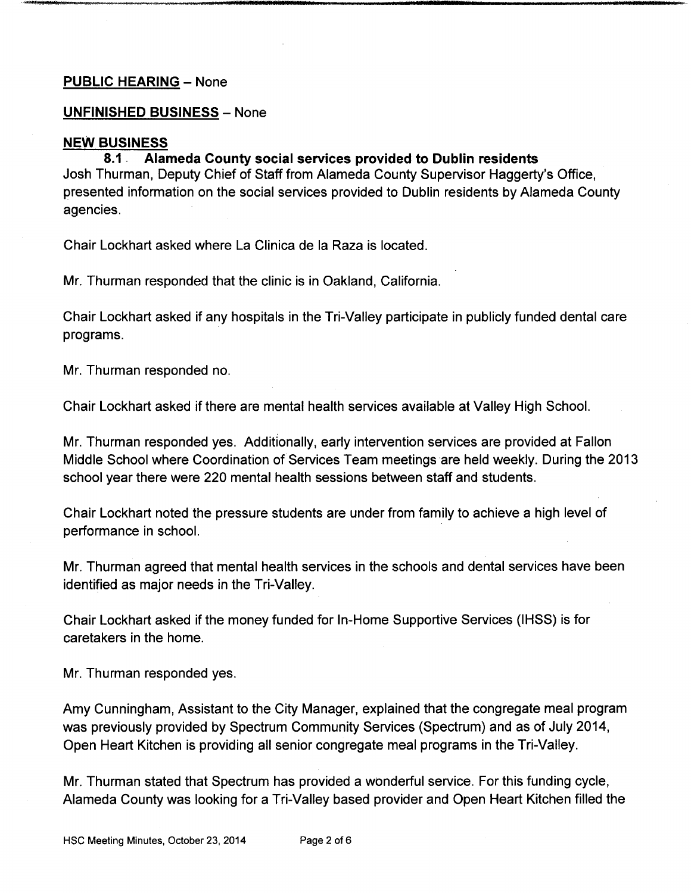**PUBLIC HEARING** – None

**UNFINISHED BUSINESS** – None

**NEW BUSINESS**

**8.1. Alameda County social services provided to Dublin residents**

Josh Thurman, Deputy Chief of Staff from Alameda County Supervisor Haggerty's Office, presented information on the social services provided to Dublin residents by Alameda County agencies.

Chair Lockhart asked where La Clinica de la Raza is located.

Mr. Thurman responded that the clinic is in Oakland, California.

Chair Lockhart asked if any hospitals in the Tri-Valley participate in publicly funded dental care programs.

Mr. Thurman responded no.

Chair Lockhart asked if there are mental health services available at Valley High School.

Mr. Thurman responded yes. Additionally, early intervention services are provided at Fallon Middle School where Coordination of Services Team meetings are held weekly. During the 2013 school year there were 220 mental health sessions between staff and students.

Chair Lockhart noted the pressure students are under from family to achieve a high level of performance in school.

Mr. Thurman agreed that mental health services in the schools and dental services have been identified as major needs in the Tri-Valley.

Chair Lockhart asked if the money funded for In-Home Supportive Services (IHSS) is for caretakers in the home.

Mr. Thurman responded yes.

Amy Cunningham, Assistant to the City Manager, explained that the congregate meal program was previously provided by Spectrum Community Services (Spectrum) and as of July 2014, Open Heart Kitchen is providing all senior congregate meal programs in the Tri-Valley.

Mr. Thurman stated that Spectrum has provided a wonderful service. For this funding cycle, Alameda County was looking for a Tri-Valley based provider and Open Heart Kitchen filled the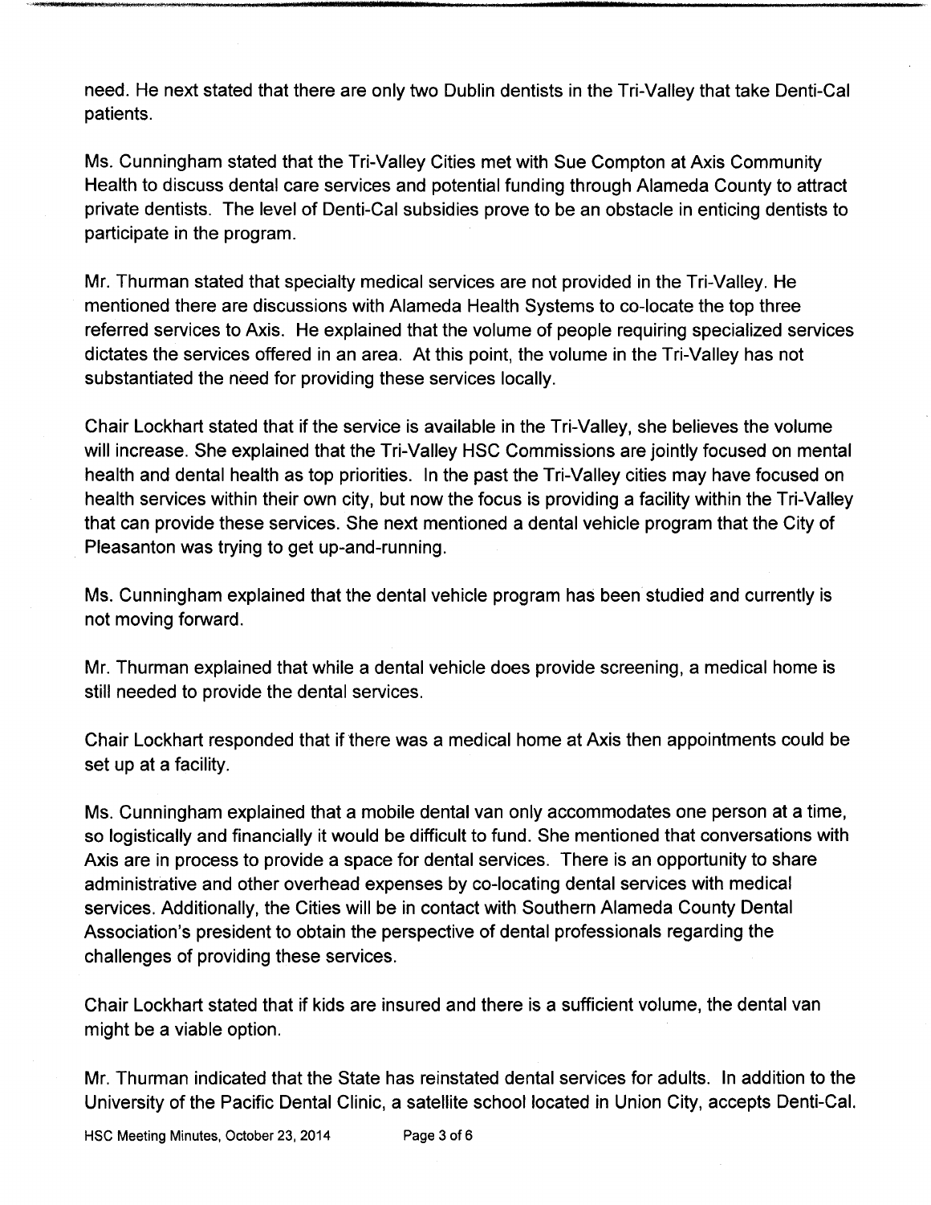need. He next stated that there are only two Dublin dentists in the Tri-Valley that take Denti-Cal patients.

Ms. Cunningham stated that the Tri-Valley Cities met with Sue Compton at Axis Community Health to discuss dental care services and potential funding through Alameda County to attract private dentists. The level of Denti-Cal subsidies prove to be an obstacle in enticing dentists to participate in the program.

Mr. Thurman stated that specialty medical services are not provided in the Tri-Valley. He mentioned there are discussions with Alameda Health Systems to co-locate the top three referred services to Axis. He explained that the volume of people requiring specialized services dictates the services offered in an area. At this point, the volume in the Tri-Valley has not substantiated the need for providing these services locally.

Chair Lockhart stated that if the service is available in the Tri-Valley, she believes the volume will increase. She explained that the Tri-Valley HSC Commissions are jointly focused on mental health and dental health as top priorities. In the past the Tri-Valley cities may have focused on health services within their own city, but now the focus is providing a facility within the Tri-Valley that can provide these services. She next mentioned a dental vehicle program that the City of Pleasanton was trying to get up-and-running.

Ms. Cunningham explained that the dental vehicle program has been studied and currently is not moving forward.

Mr. Thurman explained that while a dental vehicle does provide screening, a medical home is still needed to provide the dental services.

Chair Lockhart responded that if there was a medical home at Axis then appointments could be set up at a facility.

Ms. Cunningham explained that a mobile dental van only accommodates one person at a time, so logistically and financially it would be difficult to fund. She mentioned that conversations with Axis are in process to provide a space for dental services. There is an opportunity to share administrative and other overhead expenses by co-locating dental services with medical services. Additionally, the Cities will be in contact with Southern Alameda County Dental Association's president to obtain the perspective of dental professionals regarding the challenges of providing these services.

Chair Lockhart stated that if kids are insured and there is a sufficient volume, the dental van might be a viable option.

Mr. Thurman indicated that the State has reinstated dental services for adults. In addition to the University of the Pacific Dental Clinic, a satellite school located in Union City, accepts Denti-Cal.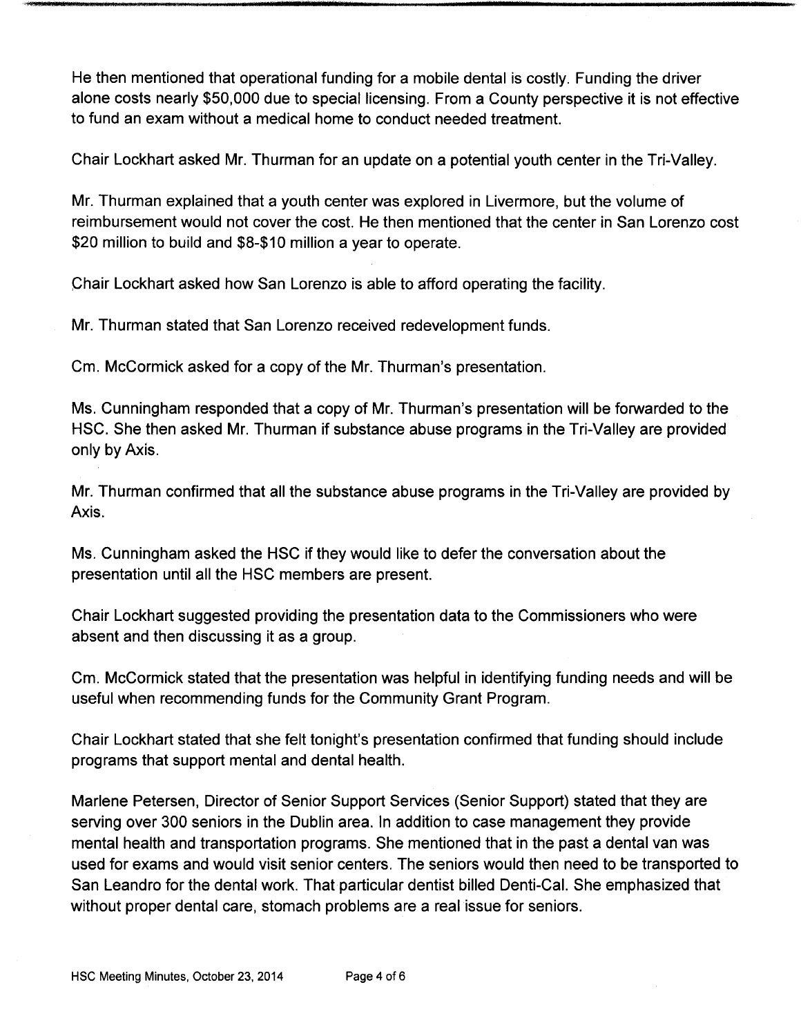He then mentioned that operational funding for a mobile dental is costly. Funding the driver alone costs nearly $50,000 due to special licensing. From a County perspective it is not effective to fund an exam without a medical home to conduct needed treatment.

Chair Lockhart asked Mr. Thurman for an update on a potential youth center in the Tri-Valley.

Mr. Thurman explained that a youth center was explored in Livermore, but the volume of reimbursement would not cover the cost. He then mentioned that the center in San Lorenzo cost $20 million to build and $8-$10 million a year to operate.

Chair Lockhart asked how San Lorenzo is able to afford operating the facility.

Mr. Thurman stated that San Lorenzo received redevelopment funds.

Cm. McCormick asked for a copy of the Mr. Thurman's presentation.

Ms. Cunningham responded that a copy of Mr. Thurman's presentation will be forwarded to the HSC. She then asked Mr. Thurman if substance abuse programs in the Tri-Valley are provided only by Axis.

Mr. Thurman confirmed that all the substance abuse programs in the Tri-Valley are provided by Axis.

Ms. Cunningham asked the HSC if they would like to defer the conversation about the presentation until all the HSC members are present.

Chair Lockhart suggested providing the presentation data to the Commissioners who were absent and then discussing it as a group.

Cm. McCormick stated that the presentation was helpful in identifying funding needs and will be useful when recommending funds for the Community Grant Program.

Chair Lockhart stated that she felt tonight's presentation confirmed that funding should include programs that support mental and dental health.

Marlene Petersen, Director of Senior Support Services (Senior Support) stated that they are serving over 300 seniors in the Dublin area. In addition to case management they provide mental health and transportation programs. She mentioned that in the past a dental van was used for exams and would visit senior centers. The seniors would then need to be transported to San Leandro for the dental work. That particular dentist billed Denti-Cal. She emphasized that without proper dental care, stomach problems are a real issue for seniors.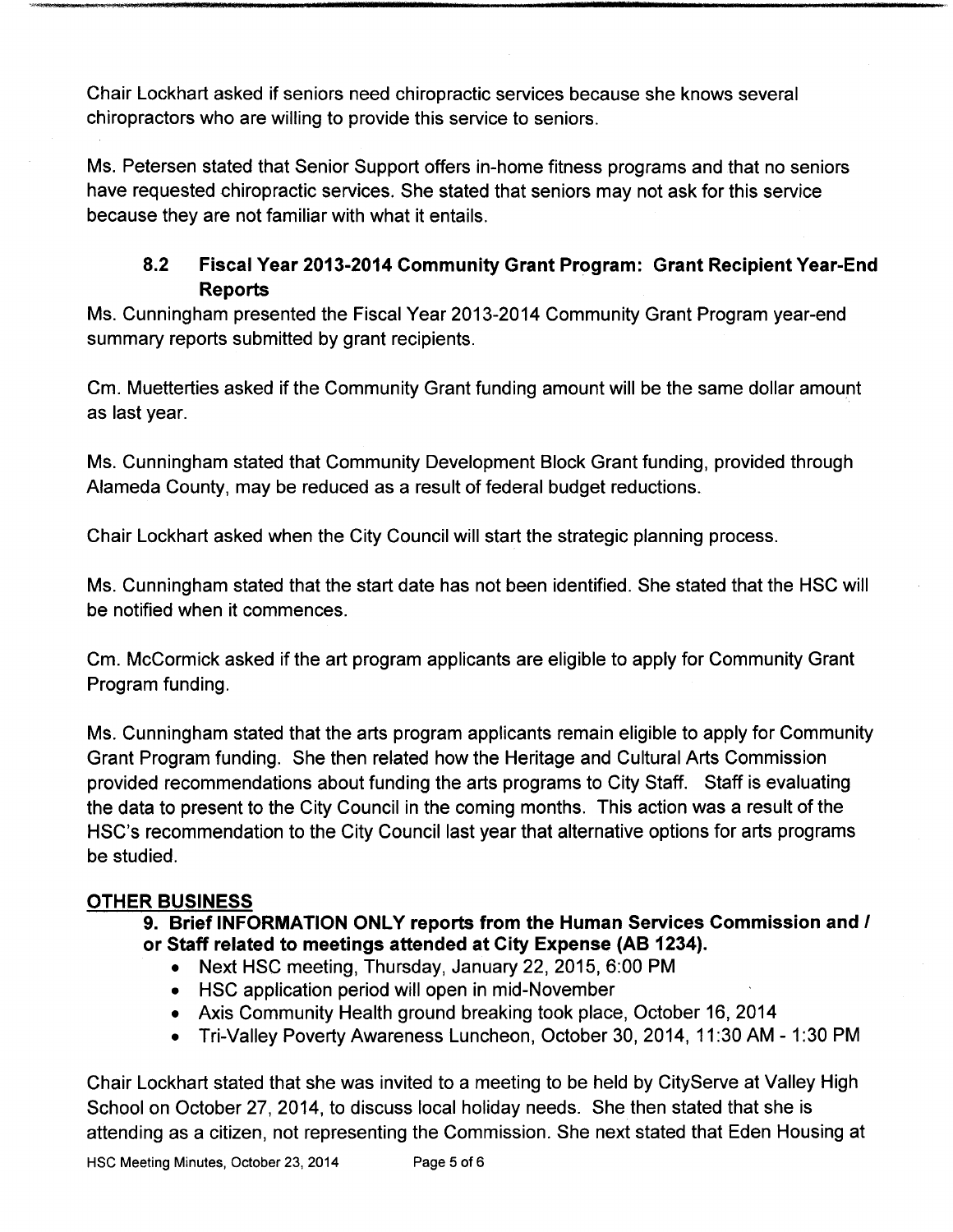Chair Lockhart asked if seniors need chiropractic services because she knows several chiropractors who are willing to provide this service to seniors.

Ms. Petersen stated that Senior Support offers in-home fitness programs and that no seniors have requested chiropractic services. She stated that seniors may not ask for this service because they are not familiar with what it entails.

### 8.2 Fiscal Year 2013-2014 Community Grant Program: Grant Recipient Year-End Reports

Ms. Cunningham presented the Fiscal Year 2013-2014 Community Grant Program year-end summary reports submitted by grant recipients.

Cm. Muetterties asked if the Community Grant funding amount will be the same dollar amount as last year.

Ms. Cunningham stated that Community Development Block Grant funding, provided through Alameda County, may be reduced as a result of federal budget reductions.

Chair Lockhart asked when the City Council will start the strategic planning process.

Ms. Cunningham stated that the start date has not been identified. She stated that the HSC will be notified when it commences.

Cm. McCormick asked if the art program applicants are eligible to apply for Community Grant Program funding.

Ms. Cunningham stated that the arts program applicants remain eligible to apply for Community Grant Program funding. She then related how the Heritage and Cultural Arts Commission provided recommendations about funding the arts programs to City Staff. Staff is evaluating the data to present to the City Council in the coming months. This action was a result of the HSC's recommendation to the City Council last year that alternative options for arts programs be studied.

## OTHER BUSINESS

### 9. Brief INFORMATION ONLY reports from the Human Services Commission and / or Staff related to meetings attended at City Expense (AB 1234).

- Next HSC meeting, Thursday, January 22, 2015, 6:00 PM
- HSC application period will open in mid-November
- Axis Community Health ground breaking took place, October 16, 2014
- Tri-Valley Poverty Awareness Luncheon, October 30, 2014, 11:30 AM - 1:30 PM

Chair Lockhart stated that she was invited to a meeting to be held by CityServe at Valley High School on October 27, 2014, to discuss local holiday needs. She then stated that she is attending as a citizen, not representing the Commission. She next stated that Eden Housing at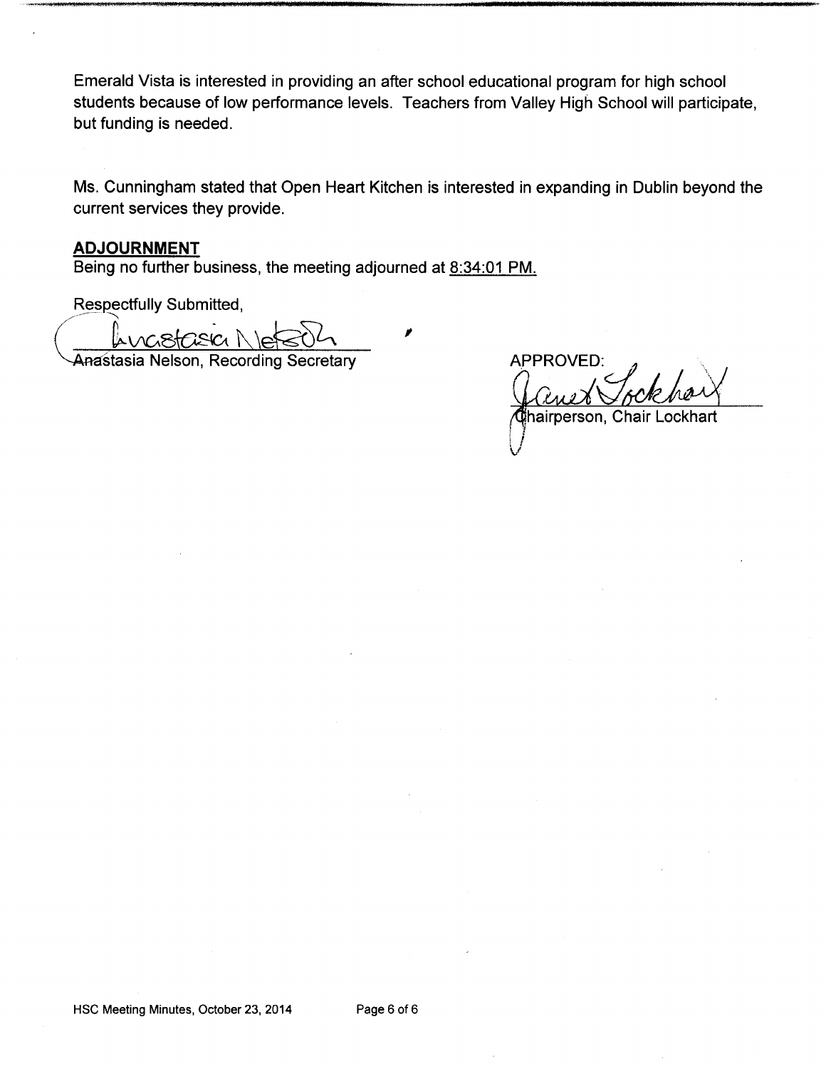Emerald Vista is interested in providing an after school educational program for high school students because of low performance levels. Teachers from Valley High School will participate, but funding is needed.

Ms. Cunningham stated that Open Heart Kitchen is interested in expanding in Dublin beyond the current services they provide.

**ADJOURNMENT**

Being no further business, the meeting adjourned at 8:34:01 PM.

Respectfully Submitted,

Anastasia Nelson, Recording Secretary

APPROVED:

Chairperson, Chair Lockhart